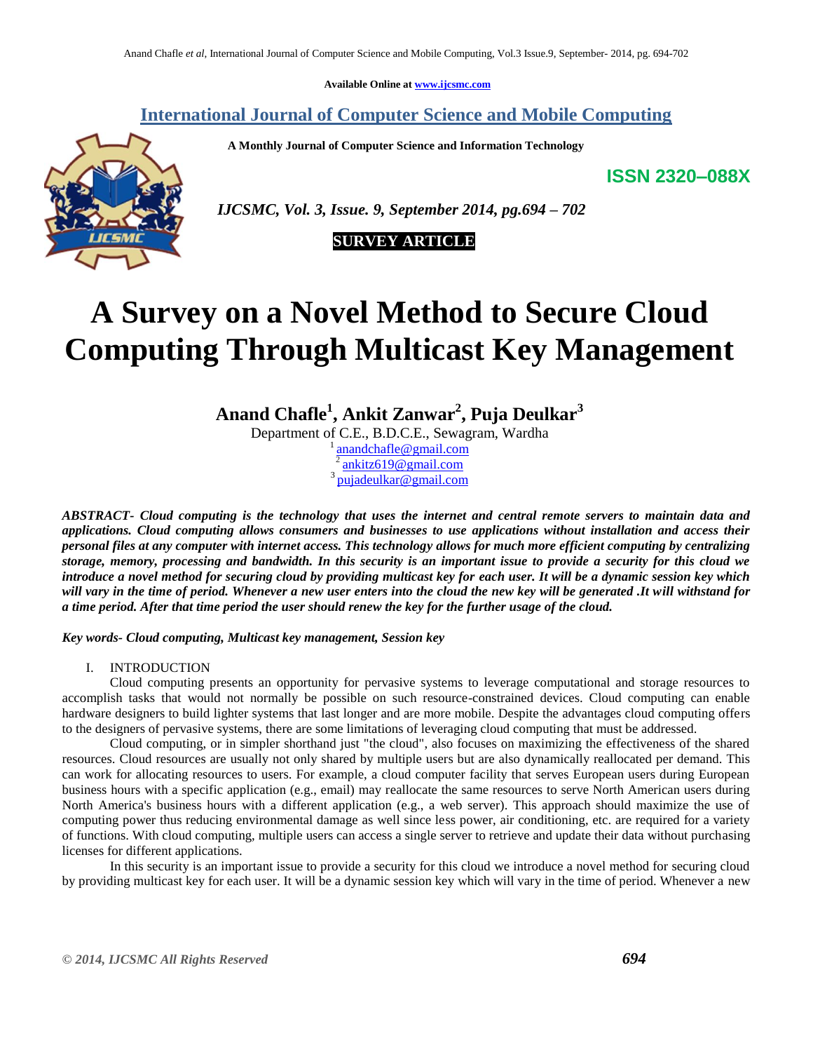Available Online at www.ijcsmc.com

## International Journal of Computer Science and Mobile Computing

**A Monthly Journal of Computer Science and Information Technology**

**ISSN 2320–088X**

***IJCSMC, Vol. 3, Issue. 9, September 2014, pg.694 – 702***

**SURVEY ARTICLE**

# A Survey on a Novel Method to Secure Cloud Computing Through Multicast Key Management

**Anand Chafle[1], Ankit Zanwar[2], Puja Deulkar[3]**

Department of C.E., B.D.C.E., Sewagram, Wardha

[1] anandchafle@gmail.com
[2] ankitz619@gmail.com
[3] pujadeulkar@gmail.com

***ABSTRACT- Cloud computing is the technology that uses the internet and central remote servers to maintain data and applications. Cloud computing allows consumers and businesses to use applications without installation and access their personal files at any computer with internet access. This technology allows for much more efficient computing by centralizing storage, memory, processing and bandwidth. In this security is an important issue to provide a security for this cloud we introduce a novel method for securing cloud by providing multicast key for each user. It will be a dynamic session key which will vary in the time of period. Whenever a new user enters into the cloud the new key will be generated .It will withstand for a time period. After that time period the user should renew the key for the further usage of the cloud.***

***Key words- Cloud computing, Multicast key management, Session key***

## I. INTRODUCTION

Cloud computing presents an opportunity for pervasive systems to leverage computational and storage resources to accomplish tasks that would not normally be possible on such resource-constrained devices. Cloud computing can enable hardware designers to build lighter systems that last longer and are more mobile. Despite the advantages cloud computing offers to the designers of pervasive systems, there are some limitations of leveraging cloud computing that must be addressed.

Cloud computing, or in simpler shorthand just "the cloud", also focuses on maximizing the effectiveness of the shared resources. Cloud resources are usually not only shared by multiple users but are also dynamically reallocated per demand. This can work for allocating resources to users. For example, a cloud computer facility that serves European users during European business hours with a specific application (e.g., email) may reallocate the same resources to serve North American users during North America's business hours with a different application (e.g., a web server). This approach should maximize the use of computing power thus reducing environmental damage as well since less power, air conditioning, etc. are required for a variety of functions. With cloud computing, multiple users can access a single server to retrieve and update their data without purchasing licenses for different applications.

In this security is an important issue to provide a security for this cloud we introduce a novel method for securing cloud by providing multicast key for each user. It will be a dynamic session key which will vary in the time of period. Whenever a new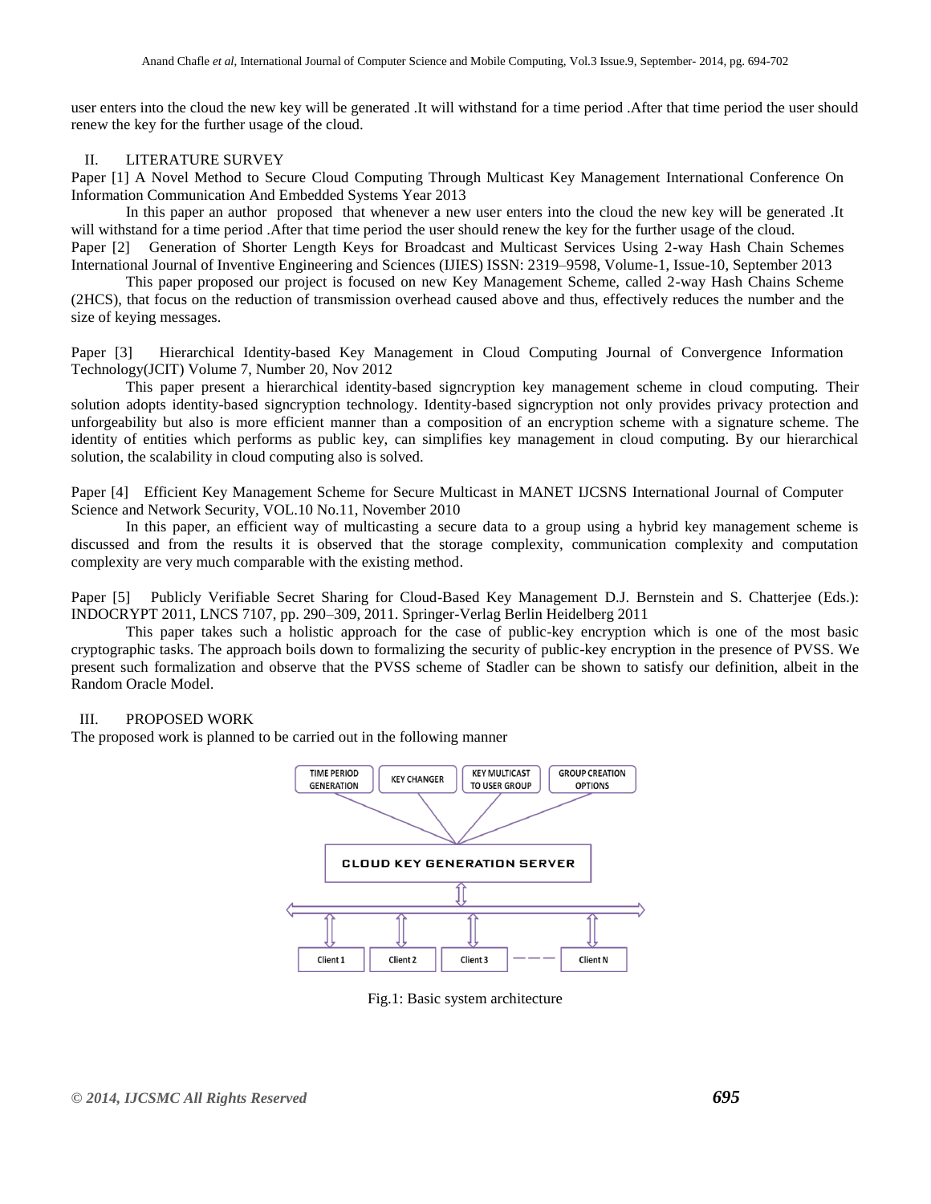user enters into the cloud the new key will be generated .It will withstand for a time period .After that time period the user should renew the key for the further usage of the cloud.

## II. LITERATURE SURVEY

Paper [1] A Novel Method to Secure Cloud Computing Through Multicast Key Management International Conference On Information Communication And Embedded Systems Year 2013

In this paper an author proposed that whenever a new user enters into the cloud the new key will be generated .It will withstand for a time period .After that time period the user should renew the key for the further usage of the cloud.

Paper [2] Generation of Shorter Length Keys for Broadcast and Multicast Services Using 2-way Hash Chain Schemes International Journal of Inventive Engineering and Sciences (IJIES) ISSN: 2319–9598, Volume-1, Issue-10, September 2013

This paper proposed our project is focused on new Key Management Scheme, called 2-way Hash Chains Scheme (2HCS), that focus on the reduction of transmission overhead caused above and thus, effectively reduces the number and the size of keying messages.

Paper [3] Hierarchical Identity-based Key Management in Cloud Computing Journal of Convergence Information Technology(JCIT) Volume 7, Number 20, Nov 2012

This paper present a hierarchical identity-based signcryption key management scheme in cloud computing. Their solution adopts identity-based signcryption technology. Identity-based signcryption not only provides privacy protection and unforgeability but also is more efficient manner than a composition of an encryption scheme with a signature scheme. The identity of entities which performs as public key, can simplifies key management in cloud computing. By our hierarchical solution, the scalability in cloud computing also is solved.

Paper [4] Efficient Key Management Scheme for Secure Multicast in MANET IJCSNS International Journal of Computer Science and Network Security, VOL.10 No.11, November 2010

In this paper, an efficient way of multicasting a secure data to a group using a hybrid key management scheme is discussed and from the results it is observed that the storage complexity, communication complexity and computation complexity are very much comparable with the existing method.

Paper [5] Publicly Verifiable Secret Sharing for Cloud-Based Key Management D.J. Bernstein and S. Chatterjee (Eds.): INDOCRYPT 2011, LNCS 7107, pp. 290–309, 2011. Springer-Verlag Berlin Heidelberg 2011

This paper takes such a holistic approach for the case of public-key encryption which is one of the most basic cryptographic tasks. The approach boils down to formalizing the security of public-key encryption in the presence of PVSS. We present such formalization and observe that the PVSS scheme of Stadler can be shown to satisfy our definition, albeit in the Random Oracle Model.

## III. PROPOSED WORK

The proposed work is planned to be carried out in the following manner

TIME PERIOD GENERATION | KEY CHANGER | KEY MULTICAST TO USER GROUP | GROUP CREATION OPTIONS

CLOUD KEY GENERATION SERVER

Client 1 | Client 2 | Client 3 | --- | Client N

Fig.1: Basic system architecture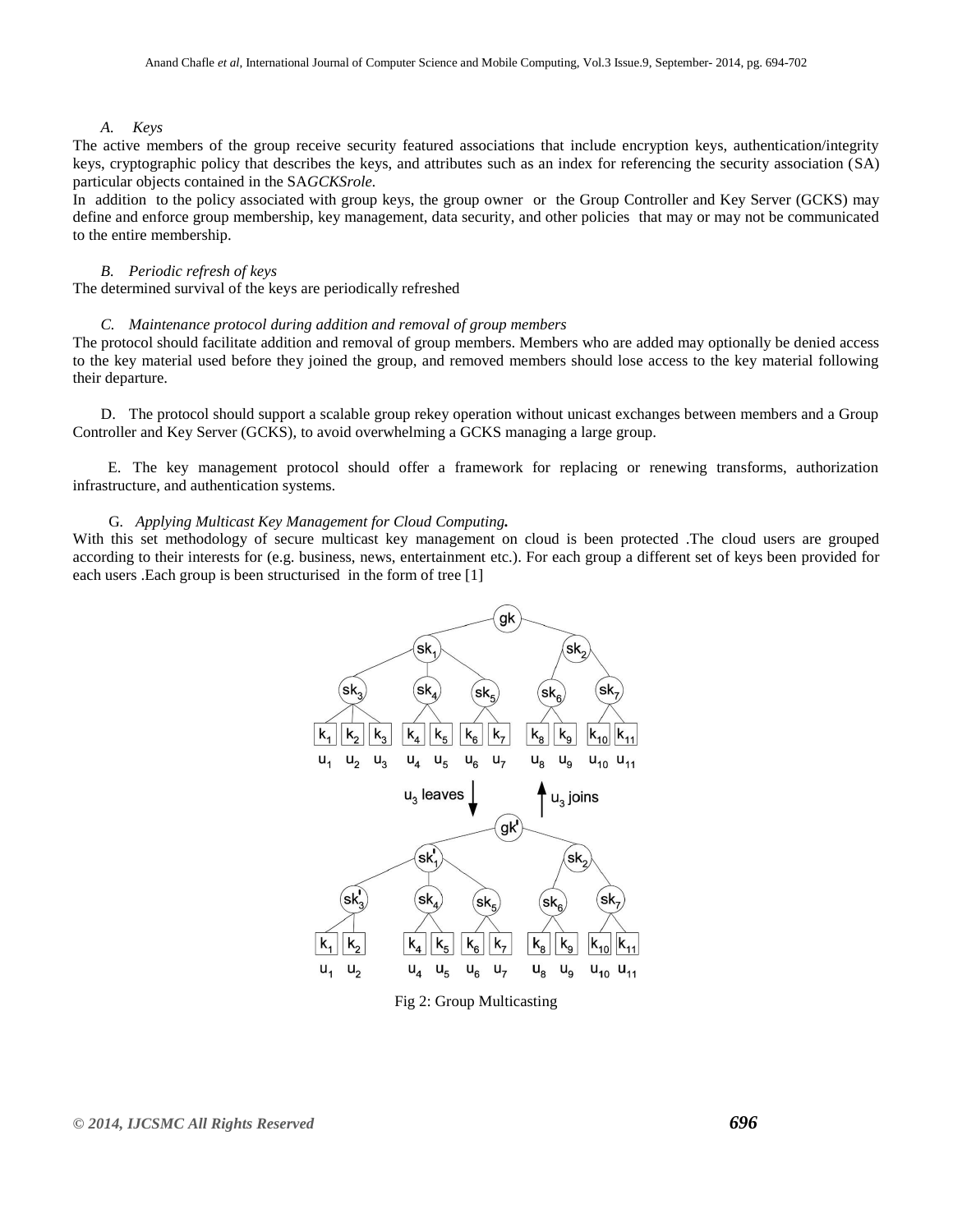*A. Keys*

The active members of the group receive security featured associations that include encryption keys, authentication/integrity keys, cryptographic policy that describes the keys, and attributes such as an index for referencing the security association (SA) particular objects contained in the SA*GCKSrole.*

In addition to the policy associated with group keys, the group owner or the Group Controller and Key Server (GCKS) may define and enforce group membership, key management, data security, and other policies that may or may not be communicated to the entire membership.

*B. Periodic refresh of keys*

The determined survival of the keys are periodically refreshed

*C. Maintenance protocol during addition and removal of group members*

The protocol should facilitate addition and removal of group members. Members who are added may optionally be denied access to the key material used before they joined the group, and removed members should lose access to the key material following their departure.

D. The protocol should support a scalable group rekey operation without unicast exchanges between members and a Group Controller and Key Server (GCKS), to avoid overwhelming a GCKS managing a large group.

E. The key management protocol should offer a framework for replacing or renewing transforms, authorization infrastructure, and authentication systems.

G. *Applying Multicast Key Management for Cloud Computing.*

With this set methodology of secure multicast key management on cloud is been protected .The cloud users are grouped according to their interests for (e.g. business, news, entertainment etc.). For each group a different set of keys been provided for each users .Each group is been structurised in the form of tree [1]

Fig 2: Group Multicasting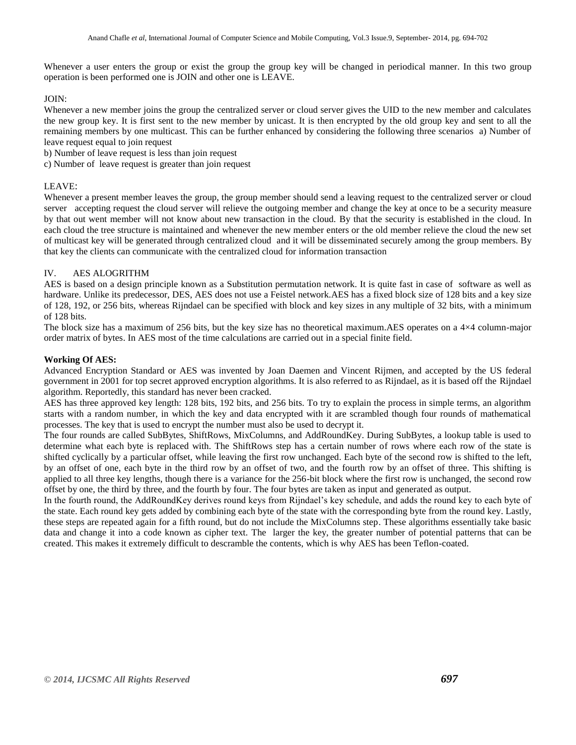Whenever a user enters the group or exist the group the group key will be changed in periodical manner. In this two group operation is been performed one is JOIN and other one is LEAVE.

JOIN:

Whenever a new member joins the group the centralized server or cloud server gives the UID to the new member and calculates the new group key. It is first sent to the new member by unicast. It is then encrypted by the old group key and sent to all the remaining members by one multicast. This can be further enhanced by considering the following three scenarios a) Number of leave request equal to join request

b) Number of leave request is less than join request

c) Number of leave request is greater than join request

LEAVE:

Whenever a present member leaves the group, the group member should send a leaving request to the centralized server or cloud server accepting request the cloud server will relieve the outgoing member and change the key at once to be a security measure by that out went member will not know about new transaction in the cloud. By that the security is established in the cloud. In each cloud the tree structure is maintained and whenever the new member enters or the old member relieve the cloud the new set of multicast key will be generated through centralized cloud and it will be disseminated securely among the group members. By that key the clients can communicate with the centralized cloud for information transaction

## IV. AES ALOGRITHM

AES is based on a design principle known as a Substitution permutation network. It is quite fast in case of software as well as hardware. Unlike its predecessor, DES, AES does not use a Feistel network.AES has a fixed block size of 128 bits and a key size of 128, 192, or 256 bits, whereas Rijndael can be specified with block and key sizes in any multiple of 32 bits, with a minimum of 128 bits.

The block size has a maximum of 256 bits, but the key size has no theoretical maximum.AES operates on a 4×4 column-major order matrix of bytes. In AES most of the time calculations are carried out in a special finite field.

### Working Of AES:

Advanced Encryption Standard or AES was invented by Joan Daemen and Vincent Rijmen, and accepted by the US federal government in 2001 for top secret approved encryption algorithms. It is also referred to as Rijndael, as it is based off the Rijndael algorithm. Reportedly, this standard has never been cracked.

AES has three approved key length: 128 bits, 192 bits, and 256 bits. To try to explain the process in simple terms, an algorithm starts with a random number, in which the key and data encrypted with it are scrambled though four rounds of mathematical processes. The key that is used to encrypt the number must also be used to decrypt it.

The four rounds are called SubBytes, ShiftRows, MixColumns, and AddRoundKey. During SubBytes, a lookup table is used to determine what each byte is replaced with. The ShiftRows step has a certain number of rows where each row of the state is shifted cyclically by a particular offset, while leaving the first row unchanged. Each byte of the second row is shifted to the left, by an offset of one, each byte in the third row by an offset of two, and the fourth row by an offset of three. This shifting is applied to all three key lengths, though there is a variance for the 256-bit block where the first row is unchanged, the second row offset by one, the third by three, and the fourth by four. The four bytes are taken as input and generated as output.

In the fourth round, the AddRoundKey derives round keys from Rijndael's key schedule, and adds the round key to each byte of the state. Each round key gets added by combining each byte of the state with the corresponding byte from the round key. Lastly, these steps are repeated again for a fifth round, but do not include the MixColumns step. These algorithms essentially take basic data and change it into a code known as cipher text. The larger the key, the greater number of potential patterns that can be created. This makes it extremely difficult to descramble the contents, which is why AES has been Teflon-coated.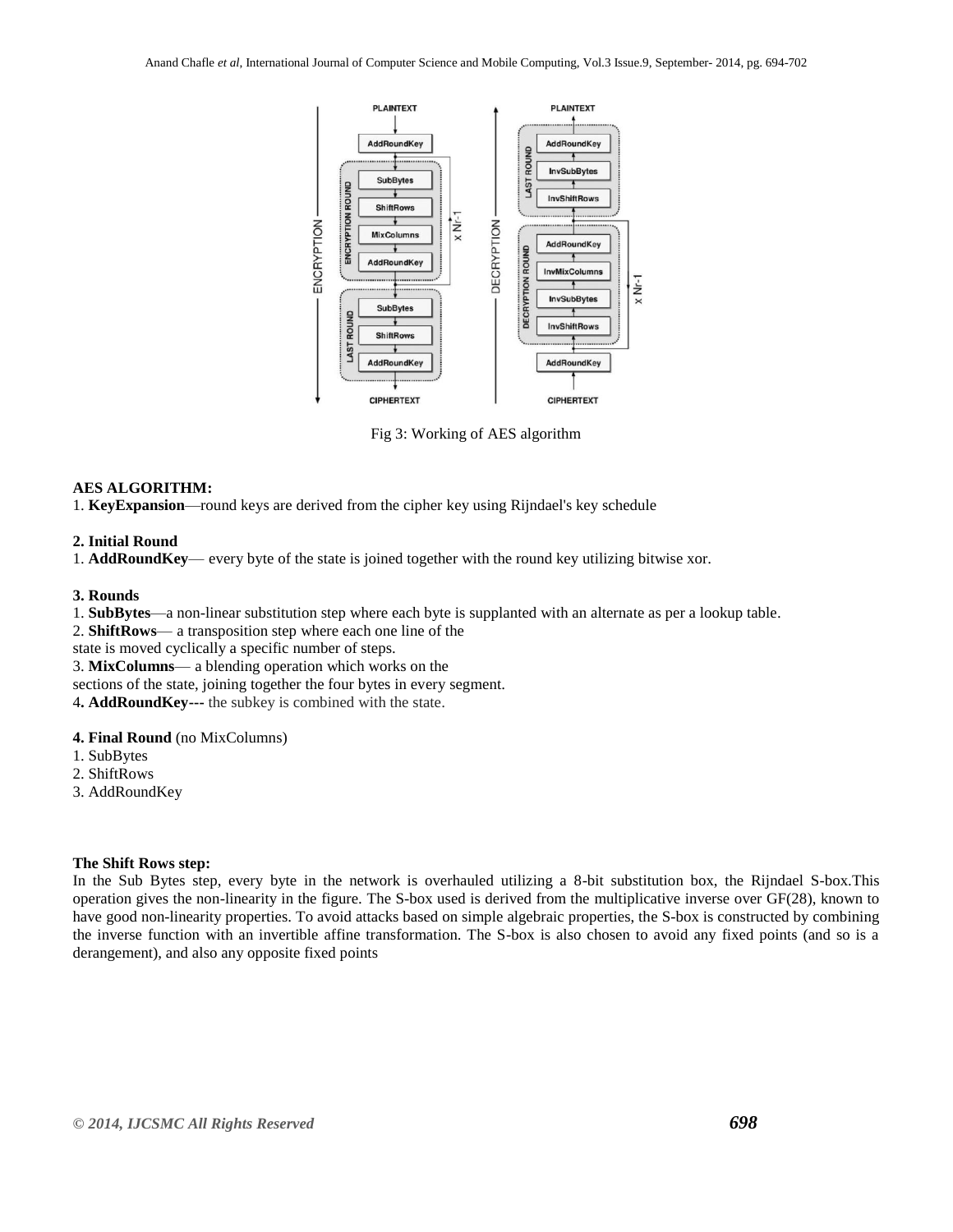Fig 3: Working of AES algorithm

**AES ALGORITHM:**

1. **KeyExpansion**—round keys are derived from the cipher key using Rijndael's key schedule

**2. Initial Round**

1. **AddRoundKey**— every byte of the state is joined together with the round key utilizing bitwise xor.

**3. Rounds**

1. **SubBytes**—a non-linear substitution step where each byte is supplanted with an alternate as per a lookup table.
2. **ShiftRows**— a transposition step where each one line of the state is moved cyclically a specific number of steps.
3. **MixColumns**— a blending operation which works on the sections of the state, joining together the four bytes in every segment.
4. **AddRoundKey---** the subkey is combined with the state.

**4. Final Round** (no MixColumns)

1. SubBytes
2. ShiftRows
3. AddRoundKey

**The Shift Rows step:**

In the Sub Bytes step, every byte in the network is overhauled utilizing a 8-bit substitution box, the Rijndael S-box.This operation gives the non-linearity in the figure. The S-box used is derived from the multiplicative inverse over GF(28), known to have good non-linearity properties. To avoid attacks based on simple algebraic properties, the S-box is constructed by combining the inverse function with an invertible affine transformation. The S-box is also chosen to avoid any fixed points (and so is a derangement), and also any opposite fixed points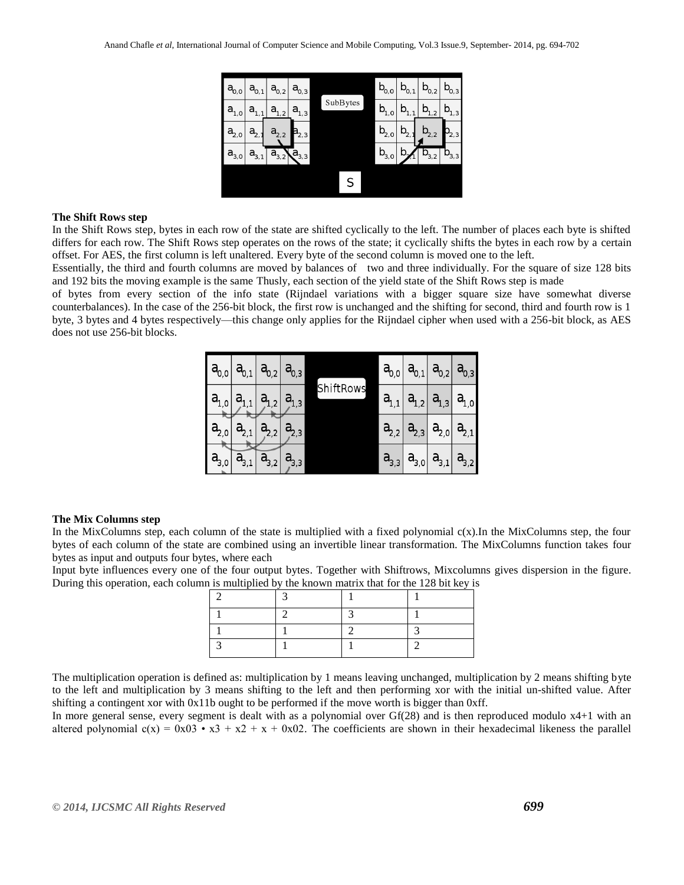### The Shift Rows step

In the Shift Rows step, bytes in each row of the state are shifted cyclically to the left. The number of places each byte is shifted differs for each row. The Shift Rows step operates on the rows of the state; it cyclically shifts the bytes in each row by a certain offset. For AES, the first column is left unaltered. Every byte of the second column is moved one to the left.

Essentially, the third and fourth columns are moved by balances of two and three individually. For the square of size 128 bits and 192 bits the moving example is the same Thusly, each section of the yield state of the Shift Rows step is made of bytes from every section of the info state (Rijndael variations with a bigger square size have somewhat diverse counterbalances). In the case of the 256-bit block, the first row is unchanged and the shifting for second, third and fourth row is 1 byte, 3 bytes and 4 bytes respectively—this change only applies for the Rijndael cipher when used with a 256-bit block, as AES does not use 256-bit blocks.

### The Mix Columns step

In the MixColumns step, each column of the state is multiplied with a fixed polynomial c(x).In the MixColumns step, the four bytes of each column of the state are combined using an invertible linear transformation. The MixColumns function takes four bytes as input and outputs four bytes, where each

Input byte influences every one of the four output bytes. Together with Shiftrows, Mixcolumns gives dispersion in the figure. During this operation, each column is multiplied by the known matrix that for the 128 bit key is

| | | | |
|---|---|---|---|
| 2 | 3 | 1 | 1 |
| 1 | 2 | 3 | 1 |
| 1 | 1 | 2 | 3 |
| 3 | 1 | 1 | 2 |

The multiplication operation is defined as: multiplication by 1 means leaving unchanged, multiplication by 2 means shifting byte to the left and multiplication by 3 means shifting to the left and then performing xor with the initial un-shifted value. After shifting a contingent xor with 0x11b ought to be performed if the move worth is bigger than 0xff.

In more general sense, every segment is dealt with as a polynomial over Gf(28) and is then reproduced modulo x4+1 with an altered polynomial c(x) = 0x03 • x3 + x2 + x + 0x02. The coefficients are shown in their hexadecimal likeness the parallel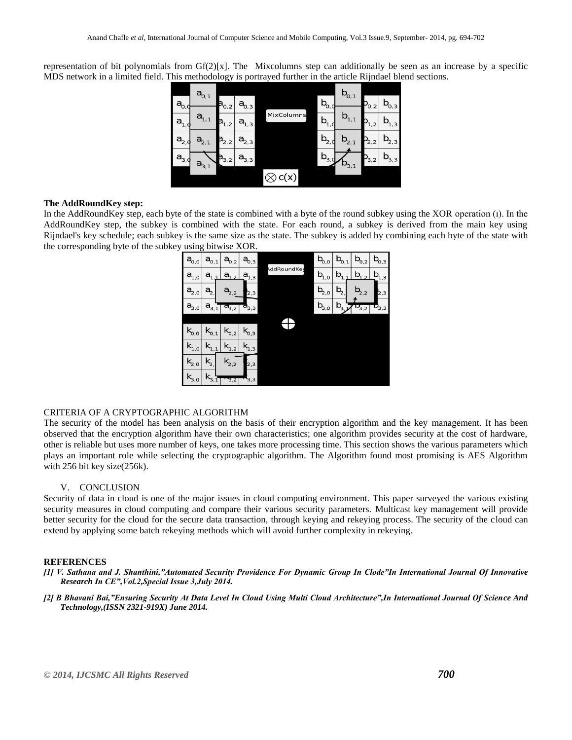representation of bit polynomials from Gf(2)[x]. The Mixcolumns step can additionally be seen as an increase by a specific MDS network in a limited field. This methodology is portrayed further in the article Rijndael blend sections.

**The AddRoundKey step:**

In the AddRoundKey step, each byte of the state is combined with a byte of the round subkey using the XOR operation (⊕). In the AddRoundKey step, the subkey is combined with the state. For each round, a subkey is derived from the main key using Rijndael's key schedule; each subkey is the same size as the state. The subkey is added by combining each byte of the state with the corresponding byte of the subkey using bitwise XOR.

CRITERIA OF A CRYPTOGRAPHIC ALGORITHM

The security of the model has been analysis on the basis of their encryption algorithm and the key management. It has been observed that the encryption algorithm have their own characteristics; one algorithm provides security at the cost of hardware, other is reliable but uses more number of keys, one takes more processing time. This section shows the various parameters which plays an important role while selecting the cryptographic algorithm. The Algorithm found most promising is AES Algorithm with 256 bit key size(256k).

V. CONCLUSION

Security of data in cloud is one of the major issues in cloud computing environment. This paper surveyed the various existing security measures in cloud computing and compare their various security parameters. Multicast key management will provide better security for the cloud for the secure data transaction, through keying and rekeying process. The security of the cloud can extend by applying some batch rekeying methods which will avoid further complexity in rekeying.

**REFERENCES**

*[1] V. Sathana and J. Shanthini,"Automated Security Providence For Dynamic Group In Clode"In International Journal Of Innovative Research In CE",Vol.2,Special Issue 3,July 2014.*

*[2] B Bhavani Bai,"Ensuring Security At Data Level In Cloud Using Multi Cloud Architecture",In International Journal Of Science And Technology,(ISSN 2321-919X) June 2014.*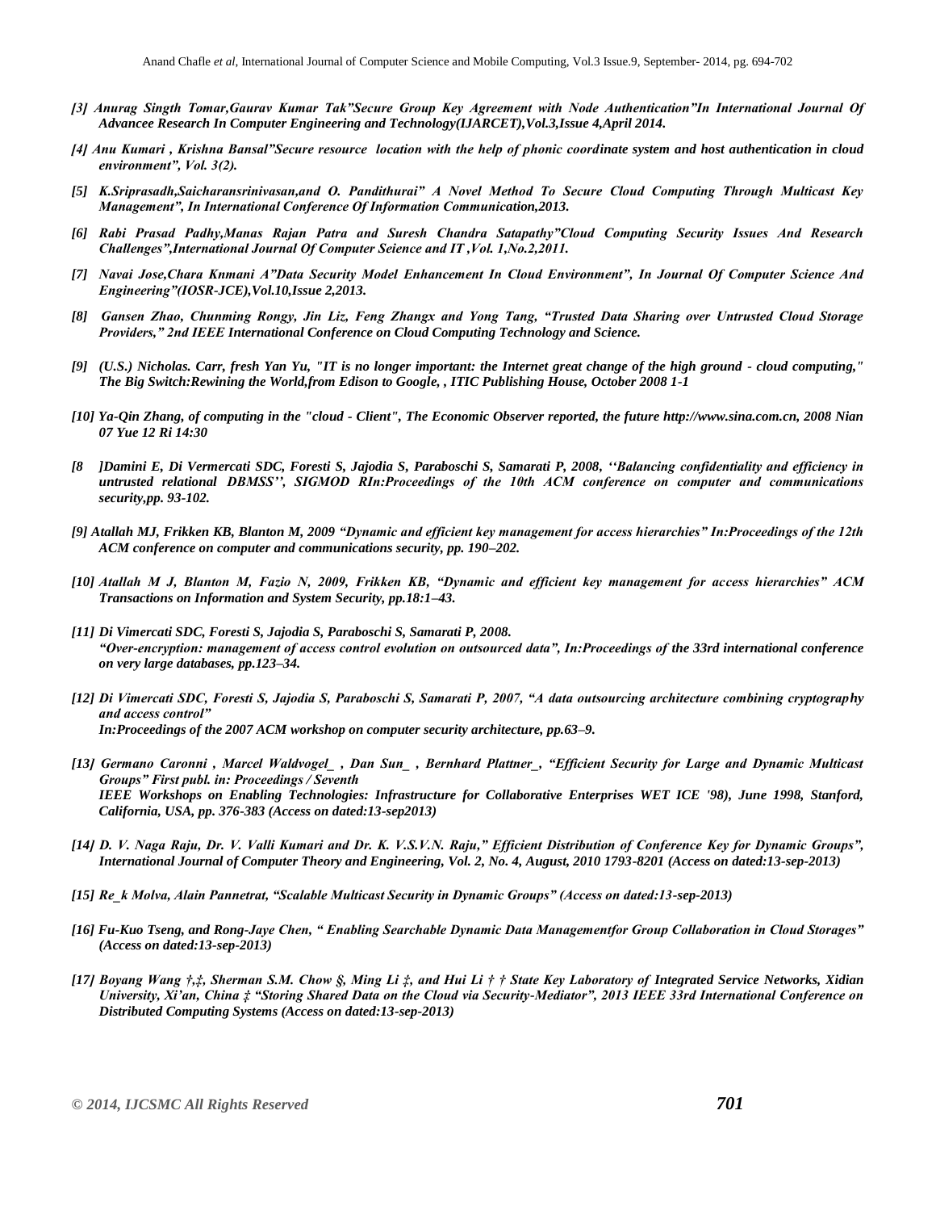*[3] Anurag Singth Tomar,Gaurav Kumar Tak"Secure Group Key Agreement with Node Authentication"In International Journal Of Advancee Research In Computer Engineering and Technology(IJARCET),Vol.3,Issue 4,April 2014.*

*[4] Anu Kumari , Krishna Bansal"Secure resource location with the help of phonic coordinate system and host authentication in cloud environment", Vol. 3(2).*

*[5] K.Sriprasadh,Saicharansrinivasan,and O. Pandithurai" A Novel Method To Secure Cloud Computing Through Multicast Key Management", In International Conference Of Information Communication,2013.*

*[6] Rabi Prasad Padhy,Manas Rajan Patra and Suresh Chandra Satapathy"Cloud Computing Security Issues And Research Challenges",International Journal Of Computer Seience and IT ,Vol. 1,No.2,2011.*

*[7] Navai Jose,Chara Knmani A"Data Security Model Enhancement In Cloud Environment", In Journal Of Computer Science And Engineering"(IOSR-JCE),Vol.10,Issue 2,2013.*

*[8] Gansen Zhao, Chunming Rongy, Jin Liz, Feng Zhangx and Yong Tang, "Trusted Data Sharing over Untrusted Cloud Storage Providers," 2nd IEEE International Conference on Cloud Computing Technology and Science.*

*[9] (U.S.) Nicholas. Carr, fresh Yan Yu, "IT is no longer important: the Internet great change of the high ground - cloud computing," The Big Switch:Rewining the World,from Edison to Google, , ITIC Publishing House, October 2008 1-1*

*[10] Ya-Qin Zhang, of computing in the "cloud - Client", The Economic Observer reported, the future http://www.sina.com.cn, 2008 Nian 07 Yue 12 Ri 14:30*

*[8 ]Damini E, Di Vermercati SDC, Foresti S, Jajodia S, Paraboschi S, Samarati P, 2008, ''Balancing confidentiality and efficiency in untrusted relational DBMSS'', SIGMOD RIn:Proceedings of the 10th ACM conference on computer and communications security,pp. 93-102.*

*[9] Atallah MJ, Frikken KB, Blanton M, 2009 "Dynamic and efficient key management for access hierarchies" In:Proceedings of the 12th ACM conference on computer and communications security, pp. 190–202.*

*[10] Atallah M J, Blanton M, Fazio N, 2009, Frikken KB, "Dynamic and efficient key management for access hierarchies" ACM Transactions on Information and System Security, pp.18:1–43.*

*[11] Di Vimercati SDC, Foresti S, Jajodia S, Paraboschi S, Samarati P, 2008. "Over-encryption: management of access control evolution on outsourced data", In:Proceedings of the 33rd international conference on very large databases, pp.123–34.*

*[12] Di Vimercati SDC, Foresti S, Jajodia S, Paraboschi S, Samarati P, 2007, "A data outsourcing architecture combining cryptography and access control" In:Proceedings of the 2007 ACM workshop on computer security architecture, pp.63–9.*

*[13] Germano Caronni , Marcel Waldvogel_ , Dan Sun_ , Bernhard Plattner_, "Efficient Security for Large and Dynamic Multicast Groups" First publ. in: Proceedings / Seventh IEEE Workshops on Enabling Technologies: Infrastructure for Collaborative Enterprises WET ICE '98), June 1998, Stanford, California, USA, pp. 376-383 (Access on dated:13-sep2013)*

*[14] D. V. Naga Raju, Dr. V. Valli Kumari and Dr. K. V.S.V.N. Raju," Efficient Distribution of Conference Key for Dynamic Groups", International Journal of Computer Theory and Engineering, Vol. 2, No. 4, August, 2010 1793-8201 (Access on dated:13-sep-2013)*

*[15] Re_k Molva, Alain Pannetrat, "Scalable Multicast Security in Dynamic Groups" (Access on dated:13-sep-2013)*

*[16] Fu-Kuo Tseng, and Rong-Jaye Chen, " Enabling Searchable Dynamic Data Managementfor Group Collaboration in Cloud Storages" (Access on dated:13-sep-2013)*

*[17] Boyang Wang †,‡, Sherman S.M. Chow §, Ming Li ‡, and Hui Li † † State Key Laboratory of Integrated Service Networks, Xidian University, Xi'an, China ‡ "Storing Shared Data on the Cloud via Security-Mediator", 2013 IEEE 33rd International Conference on Distributed Computing Systems (Access on dated:13-sep-2013)*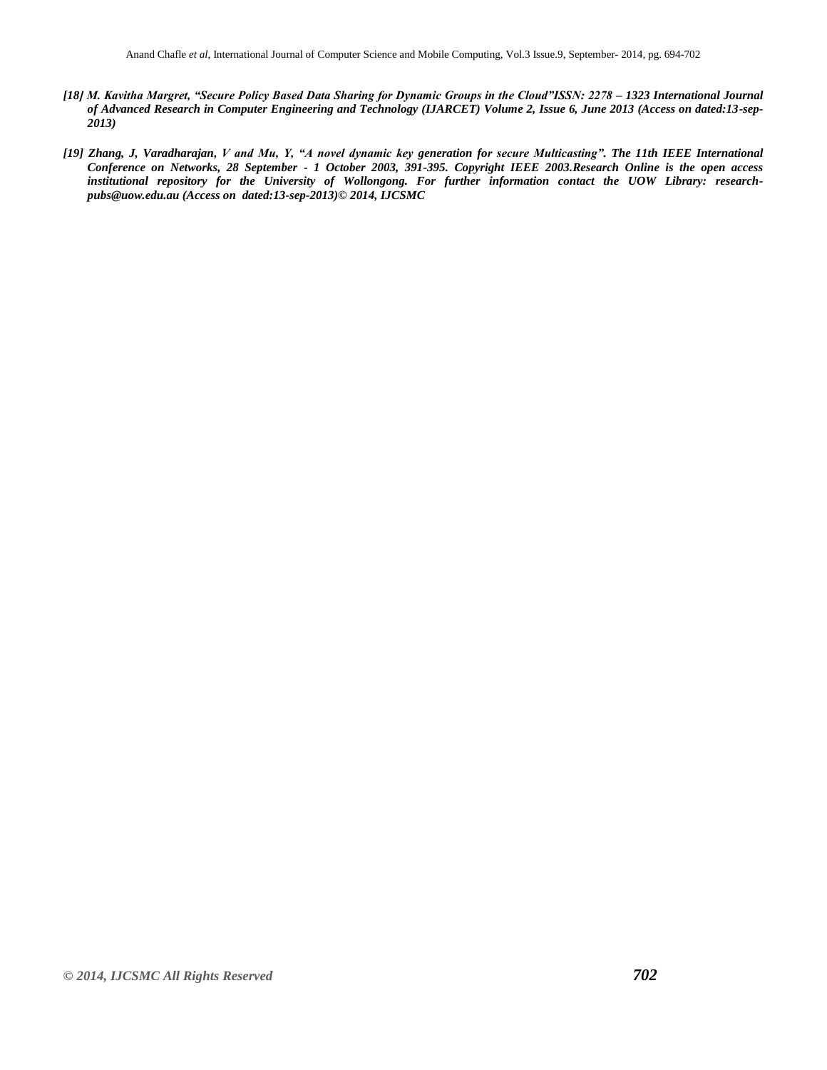*[18] M. Kavitha Margret, "Secure Policy Based Data Sharing for Dynamic Groups in the Cloud"ISSN: 2278 – 1323 International Journal of Advanced Research in Computer Engineering and Technology (IJARCET) Volume 2, Issue 6, June 2013 (Access on dated:13-sep-2013)*

*[19] Zhang, J, Varadharajan, V and Mu, Y, "A novel dynamic key generation for secure Multicasting". The 11th IEEE International Conference on Networks, 28 September - 1 October 2003, 391-395. Copyright IEEE 2003.Research Online is the open access institutional repository for the University of Wollongong. For further information contact the UOW Library: research-pubs@uow.edu.au (Access on dated:13-sep-2013)© 2014, IJCSMC*